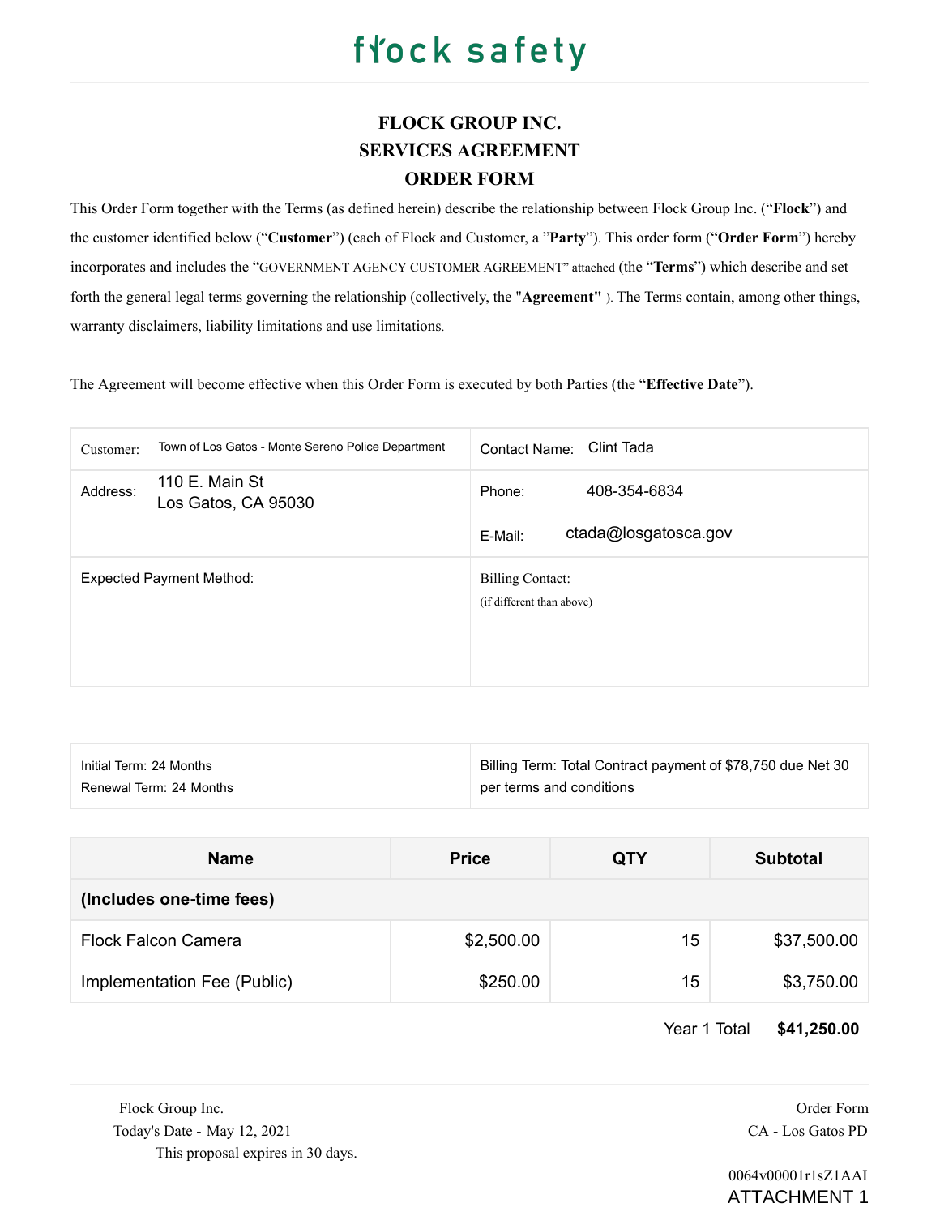flock safety

# FLOCK GROUP INC.
# SERVICES AGREEMENT
# ORDER FORM

This Order Form together with the Terms (as defined herein) describe the relationship between Flock Group Inc. ("**Flock**") and the customer identified below ("**Customer**") (each of Flock and Customer, a "**Party**"). This order form ("**Order Form**") hereby incorporates and includes the "GOVERNMENT AGENCY CUSTOMER AGREEMENT" attached (the "**Terms**") which describe and set forth the general legal terms governing the relationship (collectively, the "**Agreement**" ). The Terms contain, among other things, warranty disclaimers, liability limitations and use limitations.

The Agreement will become effective when this Order Form is executed by both Parties (the "**Effective Date**").

| | |
|---|---|
| Customer: Town of Los Gatos - Monte Sereno Police Department | Contact Name: Clint Tada |
| Address: 110 E. Main St Los Gatos, CA 95030 | Phone: 408-354-6834<br>E-Mail: ctada@losgatosca.gov |
| Expected Payment Method: | Billing Contact: (if different than above) |

| | |
|---|---|
| Initial Term: 24 Months<br>Renewal Term: 24 Months | Billing Term: Total Contract payment of $78,750 due Net 30 per terms and conditions |

| Name | Price | QTY | Subtotal |
|---|---|---|---|
| **(Includes one-time fees)** | | | |
| Flock Falcon Camera | $2,500.00 | 15 | $37,500.00 |
| Implementation Fee (Public) | $250.00 | 15 | $3,750.00 |
| | | Year 1 Total | **$41,250.00** |

Flock Group Inc.
Today's Date - May 12, 2021
This proposal expires in 30 days.

Order Form
CA - Los Gatos PD

0064v00001r1sZ1AAI

ATTACHMENT 1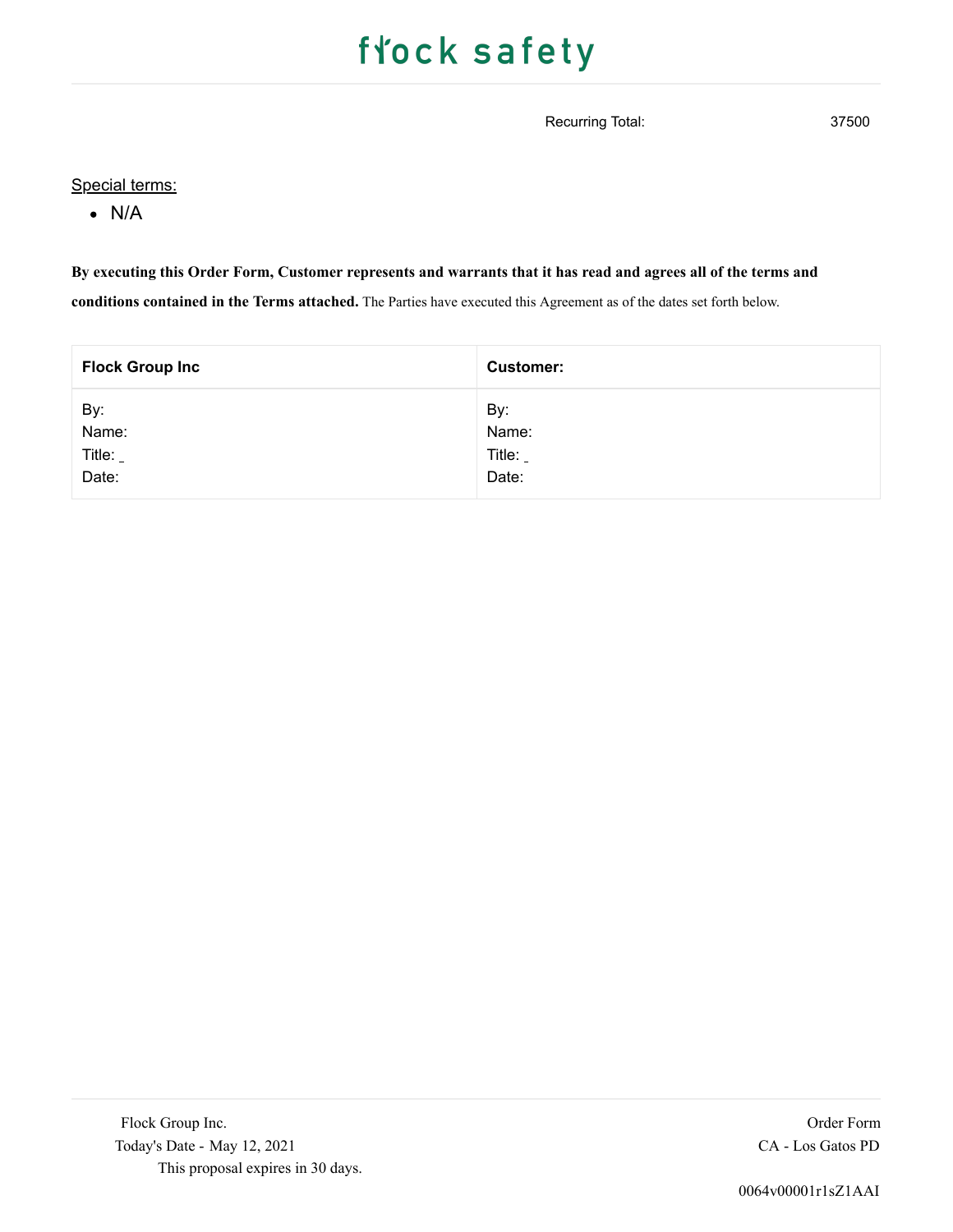Recurring Total: 37500

Special terms:

- N/A

**By executing this Order Form, Customer represents and warrants that it has read and agrees all of the terms and conditions contained in the Terms attached.** The Parties have executed this Agreement as of the dates set forth below.

| Flock Group Inc | Customer: |
| --- | --- |
| By:<br>Name:<br>Title: _<br>Date: | By:<br>Name:<br>Title: _<br>Date: |

Flock Group Inc.
Today's Date - May 12, 2021
This proposal expires in 30 days.

Order Form
CA - Los Gatos PD

0064v00001r1sZ1AAI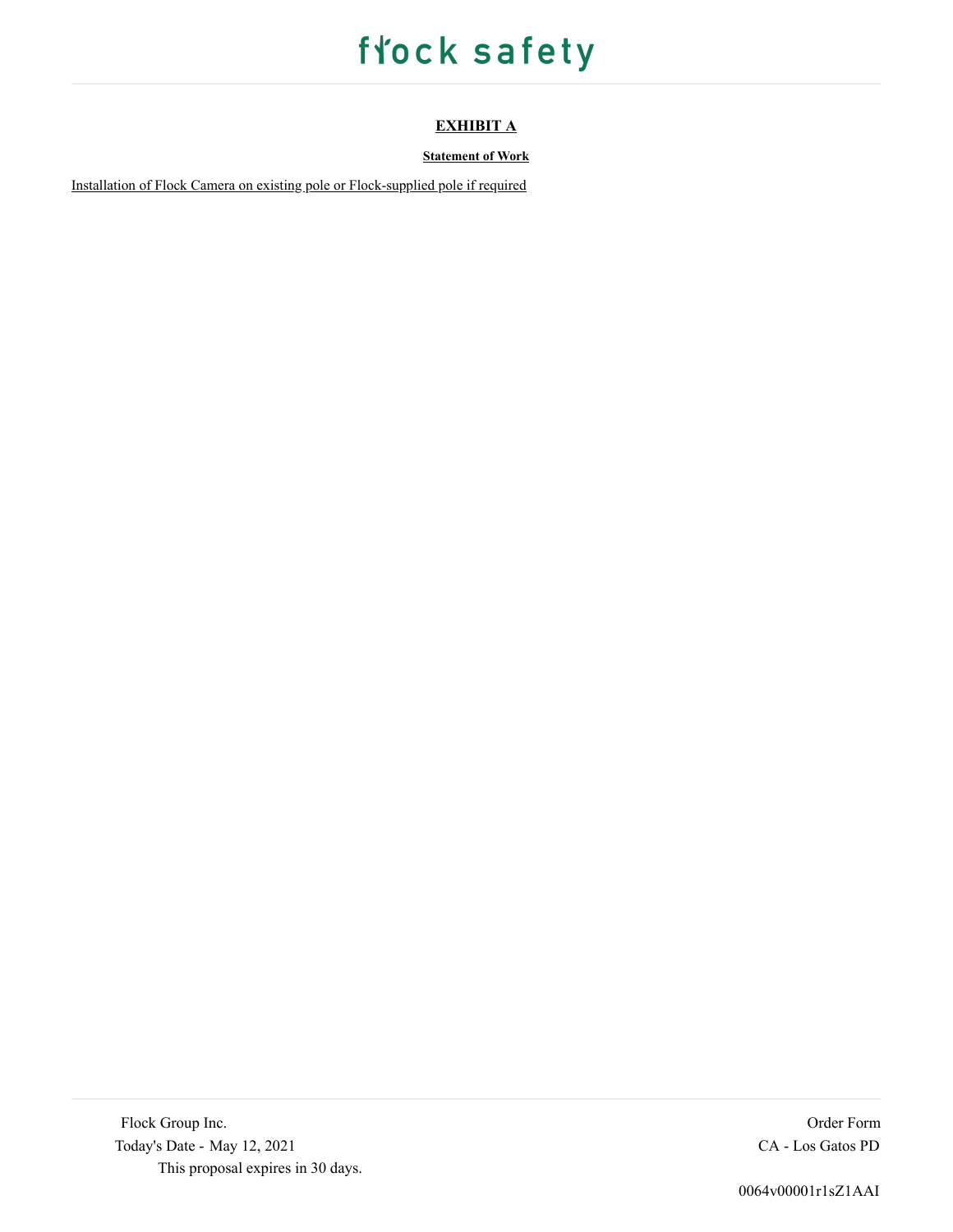## EXHIBIT A

### Statement of Work

Installation of Flock Camera on existing pole or Flock-supplied pole if required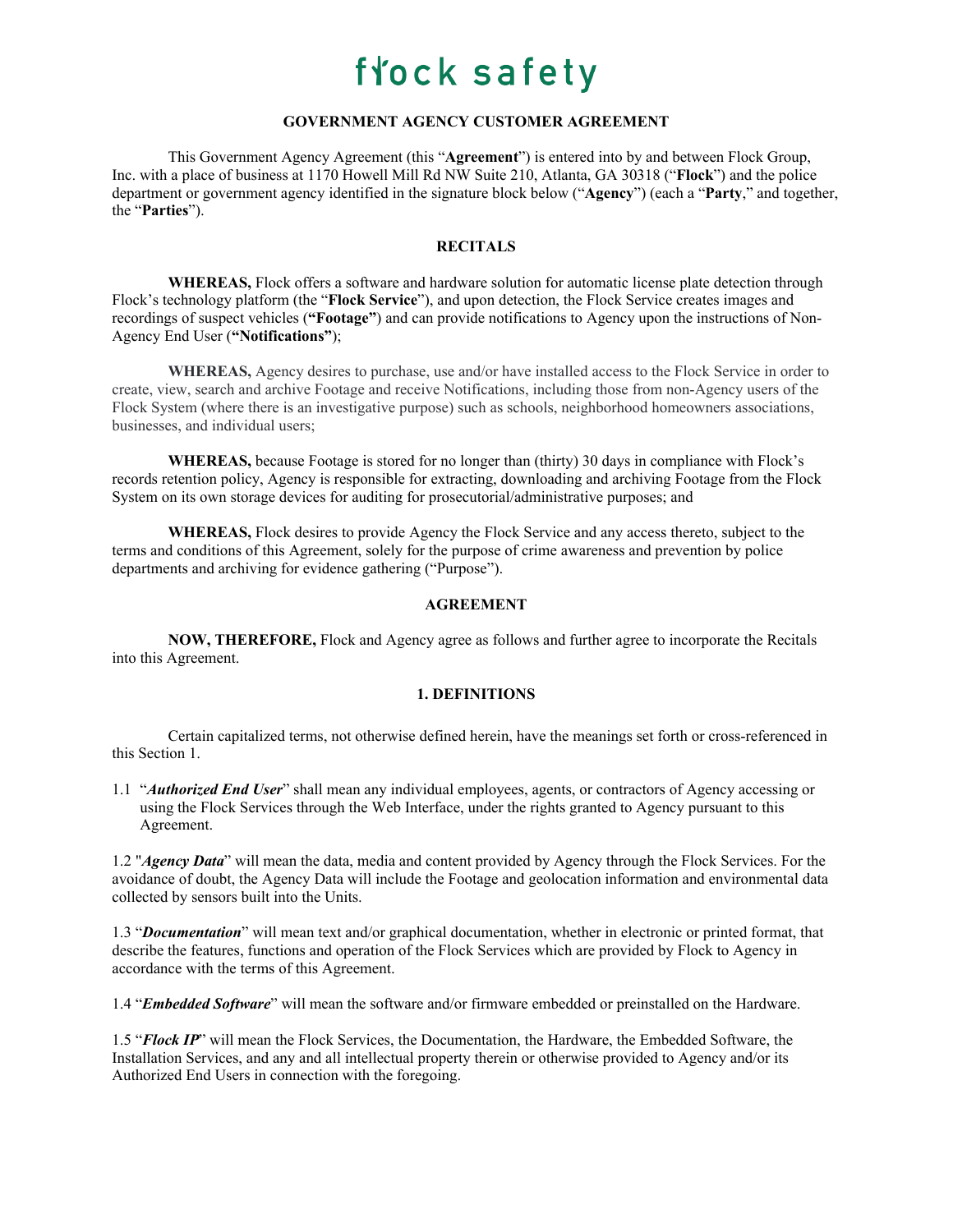# flock safety

## GOVERNMENT AGENCY CUSTOMER AGREEMENT

This Government Agency Agreement (this "**Agreement**") is entered into by and between Flock Group, Inc. with a place of business at 1170 Howell Mill Rd NW Suite 210, Atlanta, GA 30318 ("**Flock**") and the police department or government agency identified in the signature block below ("**Agency**") (each a "**Party**," and together, the "**Parties**").

## RECITALS

**WHEREAS,** Flock offers a software and hardware solution for automatic license plate detection through Flock's technology platform (the "**Flock Service**"), and upon detection, the Flock Service creates images and recordings of suspect vehicles (**"Footage"**) and can provide notifications to Agency upon the instructions of Non-Agency End User (**"Notifications"**);

**WHEREAS,** Agency desires to purchase, use and/or have installed access to the Flock Service in order to create, view, search and archive Footage and receive Notifications, including those from non-Agency users of the Flock System (where there is an investigative purpose) such as schools, neighborhood homeowners associations, businesses, and individual users;

**WHEREAS,** because Footage is stored for no longer than (thirty) 30 days in compliance with Flock's records retention policy, Agency is responsible for extracting, downloading and archiving Footage from the Flock System on its own storage devices for auditing for prosecutorial/administrative purposes; and

**WHEREAS,** Flock desires to provide Agency the Flock Service and any access thereto, subject to the terms and conditions of this Agreement, solely for the purpose of crime awareness and prevention by police departments and archiving for evidence gathering ("Purpose").

## AGREEMENT

**NOW, THEREFORE,** Flock and Agency agree as follows and further agree to incorporate the Recitals into this Agreement.

## 1. DEFINITIONS

Certain capitalized terms, not otherwise defined herein, have the meanings set forth or cross-referenced in this Section 1.

1.1 "***Authorized End User***" shall mean any individual employees, agents, or contractors of Agency accessing or using the Flock Services through the Web Interface, under the rights granted to Agency pursuant to this Agreement.

1.2 "***Agency Data***" will mean the data, media and content provided by Agency through the Flock Services. For the avoidance of doubt, the Agency Data will include the Footage and geolocation information and environmental data collected by sensors built into the Units.

1.3 "***Documentation***" will mean text and/or graphical documentation, whether in electronic or printed format, that describe the features, functions and operation of the Flock Services which are provided by Flock to Agency in accordance with the terms of this Agreement.

1.4 "***Embedded Software***" will mean the software and/or firmware embedded or preinstalled on the Hardware.

1.5 "***Flock IP***" will mean the Flock Services, the Documentation, the Hardware, the Embedded Software, the Installation Services, and any and all intellectual property therein or otherwise provided to Agency and/or its Authorized End Users in connection with the foregoing.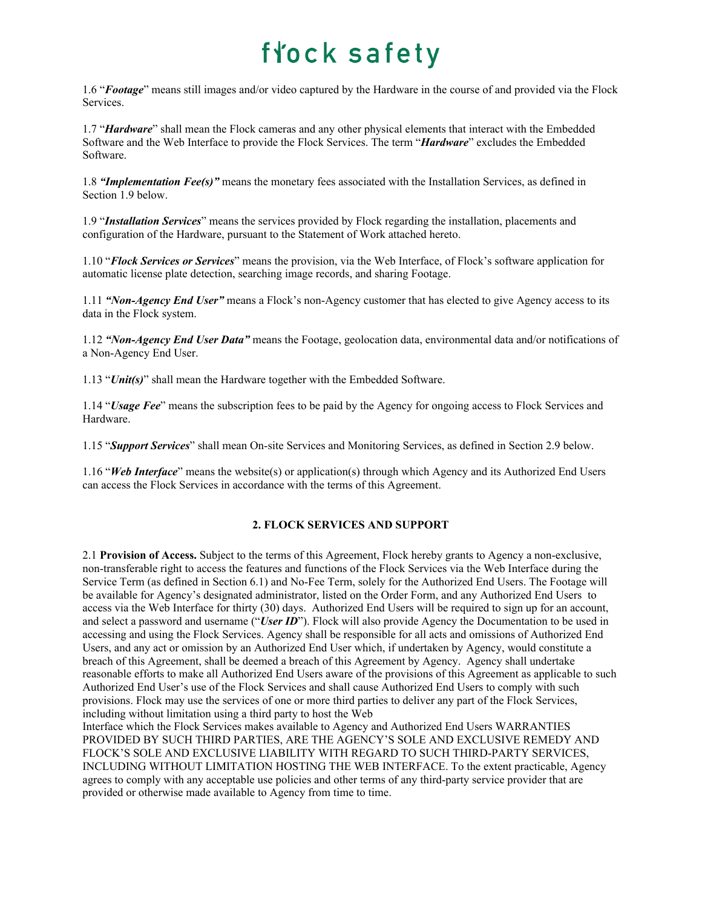1.6 "***Footage***" means still images and/or video captured by the Hardware in the course of and provided via the Flock Services.

1.7 "***Hardware***" shall mean the Flock cameras and any other physical elements that interact with the Embedded Software and the Web Interface to provide the Flock Services. The term "***Hardware***" excludes the Embedded Software.

1.8 ***"Implementation Fee(s)"*** means the monetary fees associated with the Installation Services, as defined in Section 1.9 below.

1.9 "***Installation Services***" means the services provided by Flock regarding the installation, placements and configuration of the Hardware, pursuant to the Statement of Work attached hereto.

1.10 "***Flock Services or Services***" means the provision, via the Web Interface, of Flock's software application for automatic license plate detection, searching image records, and sharing Footage.

1.11 ***"Non-Agency End User"*** means a Flock's non-Agency customer that has elected to give Agency access to its data in the Flock system.

1.12 ***"Non-Agency End User Data"*** means the Footage, geolocation data, environmental data and/or notifications of a Non-Agency End User.

1.13 "***Unit(s)***" shall mean the Hardware together with the Embedded Software.

1.14 "***Usage Fee***" means the subscription fees to be paid by the Agency for ongoing access to Flock Services and Hardware.

1.15 "***Support Services***" shall mean On-site Services and Monitoring Services, as defined in Section 2.9 below.

1.16 "***Web Interface***" means the website(s) or application(s) through which Agency and its Authorized End Users can access the Flock Services in accordance with the terms of this Agreement.

## 2. FLOCK SERVICES AND SUPPORT

2.1 **Provision of Access.** Subject to the terms of this Agreement, Flock hereby grants to Agency a non-exclusive, non-transferable right to access the features and functions of the Flock Services via the Web Interface during the Service Term (as defined in Section 6.1) and No-Fee Term, solely for the Authorized End Users. The Footage will be available for Agency's designated administrator, listed on the Order Form, and any Authorized End Users to access via the Web Interface for thirty (30) days. Authorized End Users will be required to sign up for an account, and select a password and username ("***User ID***"). Flock will also provide Agency the Documentation to be used in accessing and using the Flock Services. Agency shall be responsible for all acts and omissions of Authorized End Users, and any act or omission by an Authorized End User which, if undertaken by Agency, would constitute a breach of this Agreement, shall be deemed a breach of this Agreement by Agency. Agency shall undertake reasonable efforts to make all Authorized End Users aware of the provisions of this Agreement as applicable to such Authorized End User's use of the Flock Services and shall cause Authorized End Users to comply with such provisions. Flock may use the services of one or more third parties to deliver any part of the Flock Services, including without limitation using a third party to host the Web Interface which the Flock Services makes available to Agency and Authorized End Users WARRANTIES PROVIDED BY SUCH THIRD PARTIES, ARE THE AGENCY'S SOLE AND EXCLUSIVE REMEDY AND FLOCK'S SOLE AND EXCLUSIVE LIABILITY WITH REGARD TO SUCH THIRD-PARTY SERVICES, INCLUDING WITHOUT LIMITATION HOSTING THE WEB INTERFACE. To the extent practicable, Agency agrees to comply with any acceptable use policies and other terms of any third-party service provider that are provided or otherwise made available to Agency from time to time.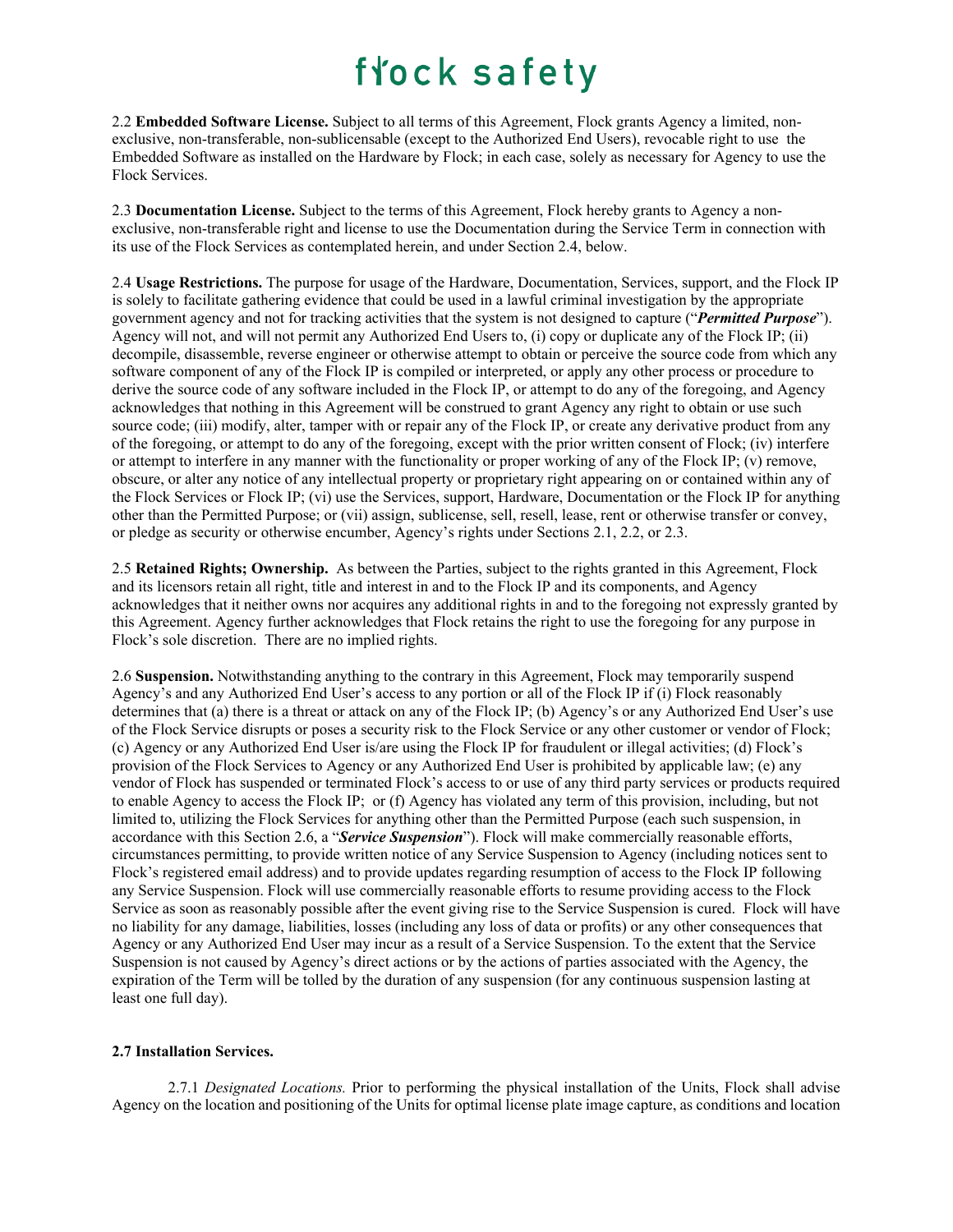2.2 **Embedded Software License.** Subject to all terms of this Agreement, Flock grants Agency a limited, non-exclusive, non-transferable, non-sublicensable (except to the Authorized End Users), revocable right to use the Embedded Software as installed on the Hardware by Flock; in each case, solely as necessary for Agency to use the Flock Services.

2.3 **Documentation License.** Subject to the terms of this Agreement, Flock hereby grants to Agency a non-exclusive, non-transferable right and license to use the Documentation during the Service Term in connection with its use of the Flock Services as contemplated herein, and under Section 2.4, below.

2.4 **Usage Restrictions.** The purpose for usage of the Hardware, Documentation, Services, support, and the Flock IP is solely to facilitate gathering evidence that could be used in a lawful criminal investigation by the appropriate government agency and not for tracking activities that the system is not designed to capture ("***Permitted Purpose***"). Agency will not, and will not permit any Authorized End Users to, (i) copy or duplicate any of the Flock IP; (ii) decompile, disassemble, reverse engineer or otherwise attempt to obtain or perceive the source code from which any software component of any of the Flock IP is compiled or interpreted, or apply any other process or procedure to derive the source code of any software included in the Flock IP, or attempt to do any of the foregoing, and Agency acknowledges that nothing in this Agreement will be construed to grant Agency any right to obtain or use such source code; (iii) modify, alter, tamper with or repair any of the Flock IP, or create any derivative product from any of the foregoing, or attempt to do any of the foregoing, except with the prior written consent of Flock; (iv) interfere or attempt to interfere in any manner with the functionality or proper working of any of the Flock IP; (v) remove, obscure, or alter any notice of any intellectual property or proprietary right appearing on or contained within any of the Flock Services or Flock IP; (vi) use the Services, support, Hardware, Documentation or the Flock IP for anything other than the Permitted Purpose; or (vii) assign, sublicense, sell, resell, lease, rent or otherwise transfer or convey, or pledge as security or otherwise encumber, Agency's rights under Sections 2.1, 2.2, or 2.3.

2.5 **Retained Rights; Ownership.** As between the Parties, subject to the rights granted in this Agreement, Flock and its licensors retain all right, title and interest in and to the Flock IP and its components, and Agency acknowledges that it neither owns nor acquires any additional rights in and to the foregoing not expressly granted by this Agreement. Agency further acknowledges that Flock retains the right to use the foregoing for any purpose in Flock's sole discretion. There are no implied rights.

2.6 **Suspension.** Notwithstanding anything to the contrary in this Agreement, Flock may temporarily suspend Agency's and any Authorized End User's access to any portion or all of the Flock IP if (i) Flock reasonably determines that (a) there is a threat or attack on any of the Flock IP; (b) Agency's or any Authorized End User's use of the Flock Service disrupts or poses a security risk to the Flock Service or any other customer or vendor of Flock; (c) Agency or any Authorized End User is/are using the Flock IP for fraudulent or illegal activities; (d) Flock's provision of the Flock Services to Agency or any Authorized End User is prohibited by applicable law; (e) any vendor of Flock has suspended or terminated Flock's access to or use of any third party services or products required to enable Agency to access the Flock IP; or (f) Agency has violated any term of this provision, including, but not limited to, utilizing the Flock Services for anything other than the Permitted Purpose (each such suspension, in accordance with this Section 2.6, a "***Service Suspension***"). Flock will make commercially reasonable efforts, circumstances permitting, to provide written notice of any Service Suspension to Agency (including notices sent to Flock's registered email address) and to provide updates regarding resumption of access to the Flock IP following any Service Suspension. Flock will use commercially reasonable efforts to resume providing access to the Flock Service as soon as reasonably possible after the event giving rise to the Service Suspension is cured. Flock will have no liability for any damage, liabilities, losses (including any loss of data or profits) or any other consequences that Agency or any Authorized End User may incur as a result of a Service Suspension. To the extent that the Service Suspension is not caused by Agency's direct actions or by the actions of parties associated with the Agency, the expiration of the Term will be tolled by the duration of any suspension (for any continuous suspension lasting at least one full day).

**2.7 Installation Services.**

2.7.1 *Designated Locations.* Prior to performing the physical installation of the Units, Flock shall advise Agency on the location and positioning of the Units for optimal license plate image capture, as conditions and location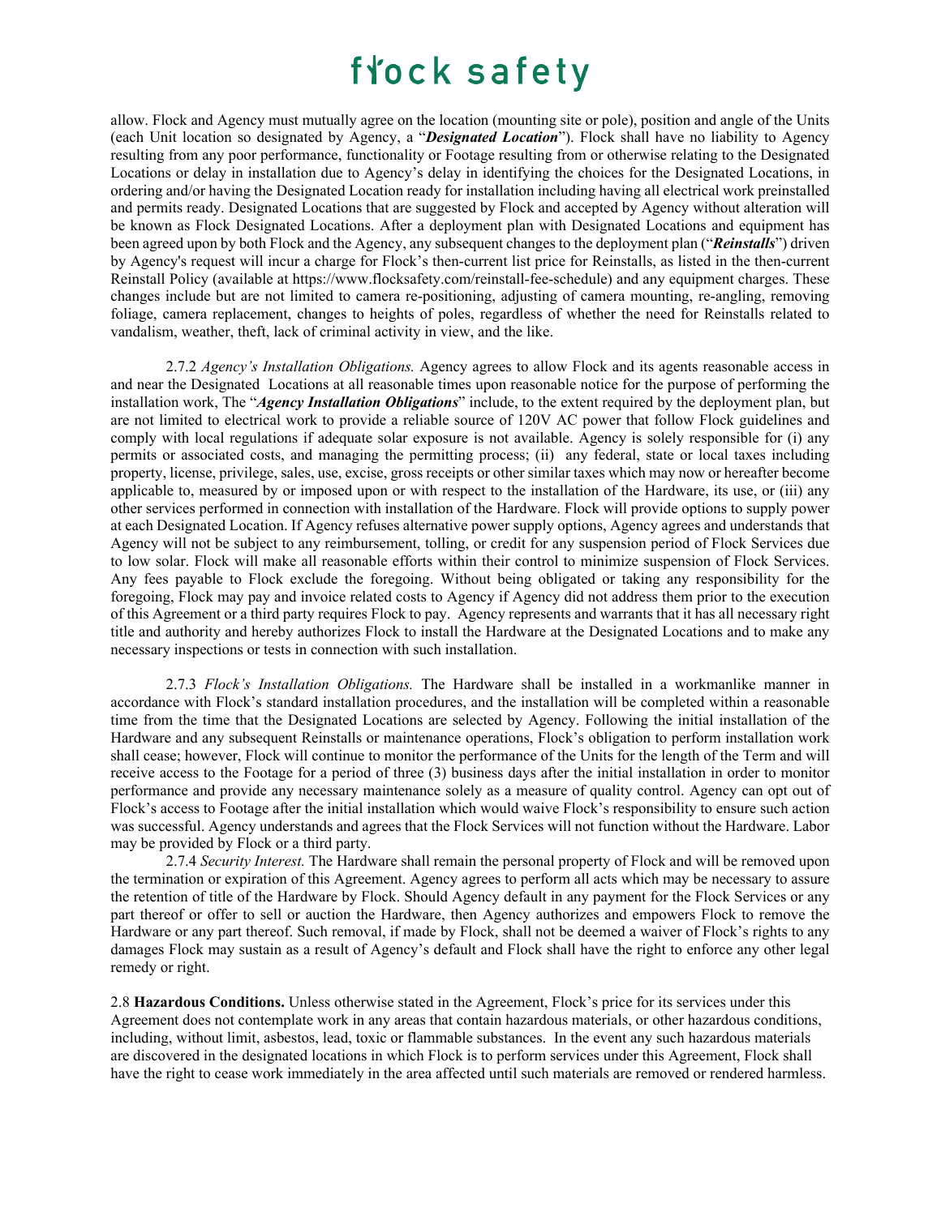allow. Flock and Agency must mutually agree on the location (mounting site or pole), position and angle of the Units (each Unit location so designated by Agency, a "***Designated Location***"). Flock shall have no liability to Agency resulting from any poor performance, functionality or Footage resulting from or otherwise relating to the Designated Locations or delay in installation due to Agency's delay in identifying the choices for the Designated Locations, in ordering and/or having the Designated Location ready for installation including having all electrical work preinstalled and permits ready. Designated Locations that are suggested by Flock and accepted by Agency without alteration will be known as Flock Designated Locations. After a deployment plan with Designated Locations and equipment has been agreed upon by both Flock and the Agency, any subsequent changes to the deployment plan ("***Reinstalls***") driven by Agency's request will incur a charge for Flock's then-current list price for Reinstalls, as listed in the then-current Reinstall Policy (available at https://www.flocksafety.com/reinstall-fee-schedule) and any equipment charges. These changes include but are not limited to camera re-positioning, adjusting of camera mounting, re-angling, removing foliage, camera replacement, changes to heights of poles, regardless of whether the need for Reinstalls related to vandalism, weather, theft, lack of criminal activity in view, and the like.

2.7.2 *Agency's Installation Obligations.* Agency agrees to allow Flock and its agents reasonable access in and near the Designated Locations at all reasonable times upon reasonable notice for the purpose of performing the installation work, The "***Agency Installation Obligations***" include, to the extent required by the deployment plan, but are not limited to electrical work to provide a reliable source of 120V AC power that follow Flock guidelines and comply with local regulations if adequate solar exposure is not available. Agency is solely responsible for (i) any permits or associated costs, and managing the permitting process; (ii) any federal, state or local taxes including property, license, privilege, sales, use, excise, gross receipts or other similar taxes which may now or hereafter become applicable to, measured by or imposed upon or with respect to the installation of the Hardware, its use, or (iii) any other services performed in connection with installation of the Hardware. Flock will provide options to supply power at each Designated Location. If Agency refuses alternative power supply options, Agency agrees and understands that Agency will not be subject to any reimbursement, tolling, or credit for any suspension period of Flock Services due to low solar. Flock will make all reasonable efforts within their control to minimize suspension of Flock Services. Any fees payable to Flock exclude the foregoing. Without being obligated or taking any responsibility for the foregoing, Flock may pay and invoice related costs to Agency if Agency did not address them prior to the execution of this Agreement or a third party requires Flock to pay. Agency represents and warrants that it has all necessary right title and authority and hereby authorizes Flock to install the Hardware at the Designated Locations and to make any necessary inspections or tests in connection with such installation.

2.7.3 *Flock's Installation Obligations.* The Hardware shall be installed in a workmanlike manner in accordance with Flock's standard installation procedures, and the installation will be completed within a reasonable time from the time that the Designated Locations are selected by Agency. Following the initial installation of the Hardware and any subsequent Reinstalls or maintenance operations, Flock's obligation to perform installation work shall cease; however, Flock will continue to monitor the performance of the Units for the length of the Term and will receive access to the Footage for a period of three (3) business days after the initial installation in order to monitor performance and provide any necessary maintenance solely as a measure of quality control. Agency can opt out of Flock's access to Footage after the initial installation which would waive Flock's responsibility to ensure such action was successful. Agency understands and agrees that the Flock Services will not function without the Hardware. Labor may be provided by Flock or a third party.

2.7.4 *Security Interest.* The Hardware shall remain the personal property of Flock and will be removed upon the termination or expiration of this Agreement. Agency agrees to perform all acts which may be necessary to assure the retention of title of the Hardware by Flock. Should Agency default in any payment for the Flock Services or any part thereof or offer to sell or auction the Hardware, then Agency authorizes and empowers Flock to remove the Hardware or any part thereof. Such removal, if made by Flock, shall not be deemed a waiver of Flock's rights to any damages Flock may sustain as a result of Agency's default and Flock shall have the right to enforce any other legal remedy or right.

2.8 **Hazardous Conditions.** Unless otherwise stated in the Agreement, Flock's price for its services under this Agreement does not contemplate work in any areas that contain hazardous materials, or other hazardous conditions, including, without limit, asbestos, lead, toxic or flammable substances. In the event any such hazardous materials are discovered in the designated locations in which Flock is to perform services under this Agreement, Flock shall have the right to cease work immediately in the area affected until such materials are removed or rendered harmless.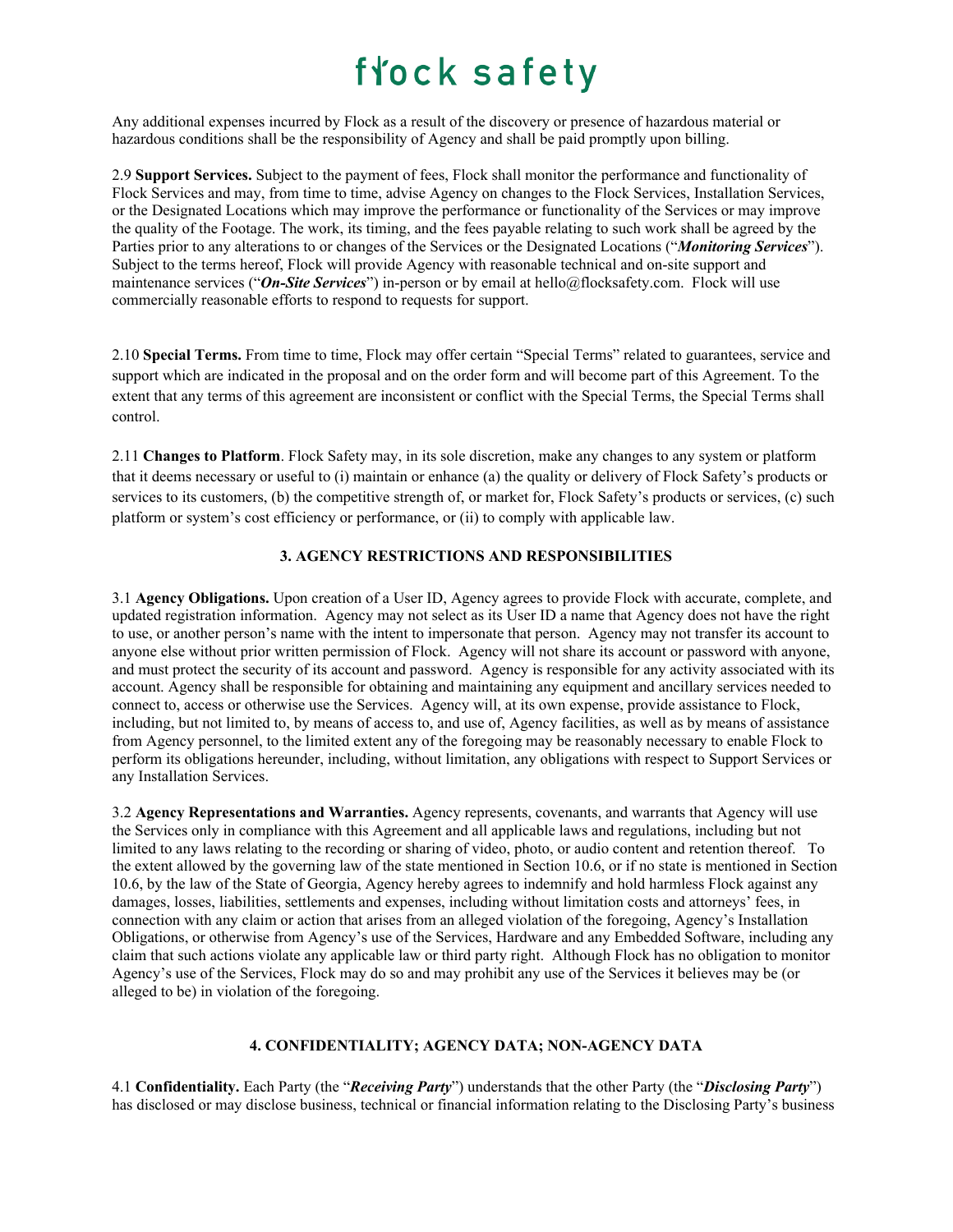Any additional expenses incurred by Flock as a result of the discovery or presence of hazardous material or hazardous conditions shall be the responsibility of Agency and shall be paid promptly upon billing.

2.9 **Support Services.** Subject to the payment of fees, Flock shall monitor the performance and functionality of Flock Services and may, from time to time, advise Agency on changes to the Flock Services, Installation Services, or the Designated Locations which may improve the performance or functionality of the Services or may improve the quality of the Footage. The work, its timing, and the fees payable relating to such work shall be agreed by the Parties prior to any alterations to or changes of the Services or the Designated Locations ("***Monitoring Services***"). Subject to the terms hereof, Flock will provide Agency with reasonable technical and on-site support and maintenance services ("***On-Site Services***") in-person or by email at hello@flocksafety.com. Flock will use commercially reasonable efforts to respond to requests for support.

2.10 **Special Terms.** From time to time, Flock may offer certain "Special Terms" related to guarantees, service and support which are indicated in the proposal and on the order form and will become part of this Agreement. To the extent that any terms of this agreement are inconsistent or conflict with the Special Terms, the Special Terms shall control.

2.11 **Changes to Platform**. Flock Safety may, in its sole discretion, make any changes to any system or platform that it deems necessary or useful to (i) maintain or enhance (a) the quality or delivery of Flock Safety's products or services to its customers, (b) the competitive strength of, or market for, Flock Safety's products or services, (c) such platform or system's cost efficiency or performance, or (ii) to comply with applicable law.

## 3. AGENCY RESTRICTIONS AND RESPONSIBILITIES

3.1 **Agency Obligations.** Upon creation of a User ID, Agency agrees to provide Flock with accurate, complete, and updated registration information. Agency may not select as its User ID a name that Agency does not have the right to use, or another person's name with the intent to impersonate that person. Agency may not transfer its account to anyone else without prior written permission of Flock. Agency will not share its account or password with anyone, and must protect the security of its account and password. Agency is responsible for any activity associated with its account. Agency shall be responsible for obtaining and maintaining any equipment and ancillary services needed to connect to, access or otherwise use the Services. Agency will, at its own expense, provide assistance to Flock, including, but not limited to, by means of access to, and use of, Agency facilities, as well as by means of assistance from Agency personnel, to the limited extent any of the foregoing may be reasonably necessary to enable Flock to perform its obligations hereunder, including, without limitation, any obligations with respect to Support Services or any Installation Services.

3.2 **Agency Representations and Warranties.** Agency represents, covenants, and warrants that Agency will use the Services only in compliance with this Agreement and all applicable laws and regulations, including but not limited to any laws relating to the recording or sharing of video, photo, or audio content and retention thereof. To the extent allowed by the governing law of the state mentioned in Section 10.6, or if no state is mentioned in Section 10.6, by the law of the State of Georgia, Agency hereby agrees to indemnify and hold harmless Flock against any damages, losses, liabilities, settlements and expenses, including without limitation costs and attorneys' fees, in connection with any claim or action that arises from an alleged violation of the foregoing, Agency's Installation Obligations, or otherwise from Agency's use of the Services, Hardware and any Embedded Software, including any claim that such actions violate any applicable law or third party right. Although Flock has no obligation to monitor Agency's use of the Services, Flock may do so and may prohibit any use of the Services it believes may be (or alleged to be) in violation of the foregoing.

## 4. CONFIDENTIALITY; AGENCY DATA; NON-AGENCY DATA

4.1 **Confidentiality.** Each Party (the "***Receiving Party***") understands that the other Party (the "***Disclosing Party***") has disclosed or may disclose business, technical or financial information relating to the Disclosing Party's business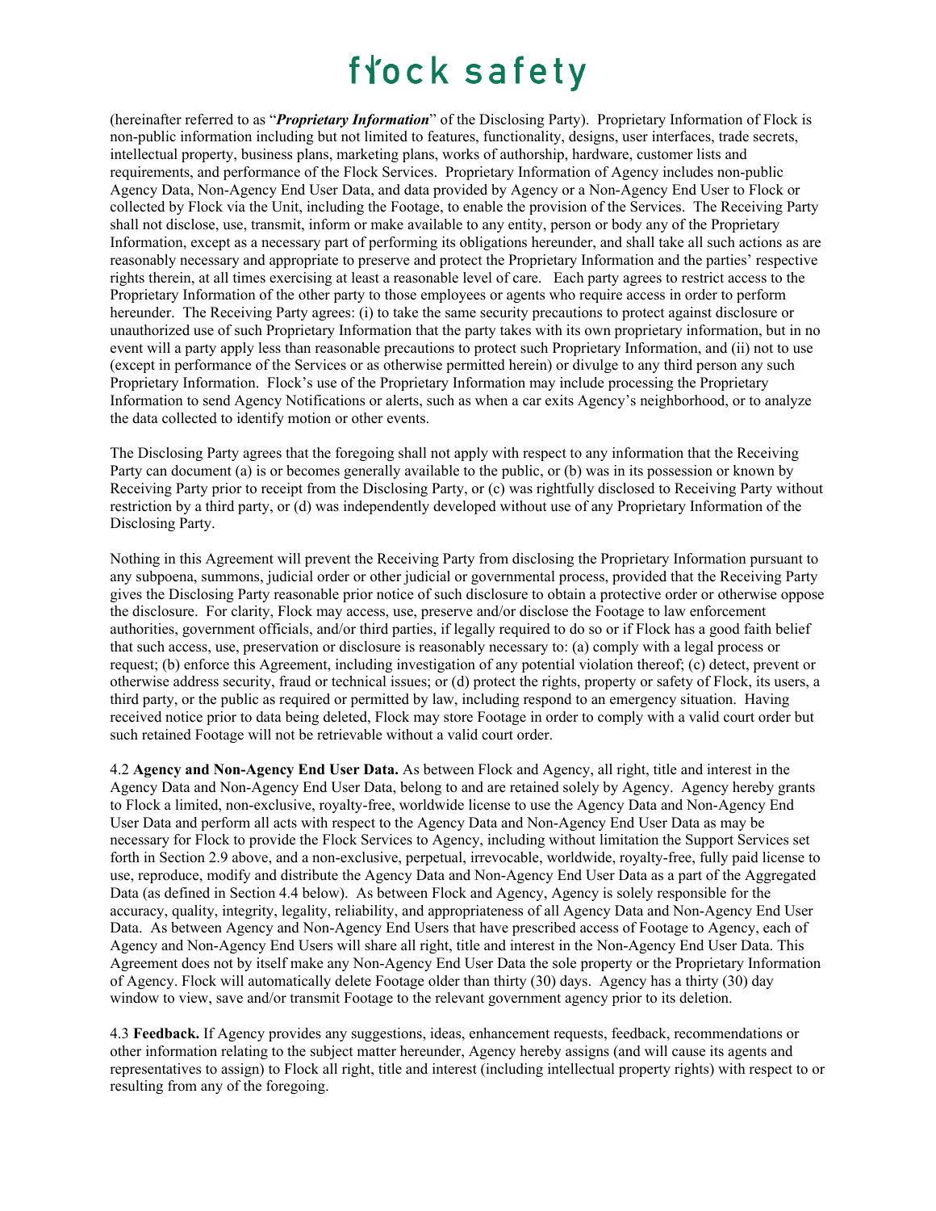(hereinafter referred to as "***Proprietary Information***" of the Disclosing Party). Proprietary Information of Flock is non-public information including but not limited to features, functionality, designs, user interfaces, trade secrets, intellectual property, business plans, marketing plans, works of authorship, hardware, customer lists and requirements, and performance of the Flock Services. Proprietary Information of Agency includes non-public Agency Data, Non-Agency End User Data, and data provided by Agency or a Non-Agency End User to Flock or collected by Flock via the Unit, including the Footage, to enable the provision of the Services. The Receiving Party shall not disclose, use, transmit, inform or make available to any entity, person or body any of the Proprietary Information, except as a necessary part of performing its obligations hereunder, and shall take all such actions as are reasonably necessary and appropriate to preserve and protect the Proprietary Information and the parties' respective rights therein, at all times exercising at least a reasonable level of care. Each party agrees to restrict access to the Proprietary Information of the other party to those employees or agents who require access in order to perform hereunder. The Receiving Party agrees: (i) to take the same security precautions to protect against disclosure or unauthorized use of such Proprietary Information that the party takes with its own proprietary information, but in no event will a party apply less than reasonable precautions to protect such Proprietary Information, and (ii) not to use (except in performance of the Services or as otherwise permitted herein) or divulge to any third person any such Proprietary Information. Flock's use of the Proprietary Information may include processing the Proprietary Information to send Agency Notifications or alerts, such as when a car exits Agency's neighborhood, or to analyze the data collected to identify motion or other events.

The Disclosing Party agrees that the foregoing shall not apply with respect to any information that the Receiving Party can document (a) is or becomes generally available to the public, or (b) was in its possession or known by Receiving Party prior to receipt from the Disclosing Party, or (c) was rightfully disclosed to Receiving Party without restriction by a third party, or (d) was independently developed without use of any Proprietary Information of the Disclosing Party.

Nothing in this Agreement will prevent the Receiving Party from disclosing the Proprietary Information pursuant to any subpoena, summons, judicial order or other judicial or governmental process, provided that the Receiving Party gives the Disclosing Party reasonable prior notice of such disclosure to obtain a protective order or otherwise oppose the disclosure. For clarity, Flock may access, use, preserve and/or disclose the Footage to law enforcement authorities, government officials, and/or third parties, if legally required to do so or if Flock has a good faith belief that such access, use, preservation or disclosure is reasonably necessary to: (a) comply with a legal process or request; (b) enforce this Agreement, including investigation of any potential violation thereof; (c) detect, prevent or otherwise address security, fraud or technical issues; or (d) protect the rights, property or safety of Flock, its users, a third party, or the public as required or permitted by law, including respond to an emergency situation. Having received notice prior to data being deleted, Flock may store Footage in order to comply with a valid court order but such retained Footage will not be retrievable without a valid court order.

4.2 **Agency and Non-Agency End User Data.** As between Flock and Agency, all right, title and interest in the Agency Data and Non-Agency End User Data, belong to and are retained solely by Agency. Agency hereby grants to Flock a limited, non-exclusive, royalty-free, worldwide license to use the Agency Data and Non-Agency End User Data and perform all acts with respect to the Agency Data and Non-Agency End User Data as may be necessary for Flock to provide the Flock Services to Agency, including without limitation the Support Services set forth in Section 2.9 above, and a non-exclusive, perpetual, irrevocable, worldwide, royalty-free, fully paid license to use, reproduce, modify and distribute the Agency Data and Non-Agency End User Data as a part of the Aggregated Data (as defined in Section 4.4 below). As between Flock and Agency, Agency is solely responsible for the accuracy, quality, integrity, legality, reliability, and appropriateness of all Agency Data and Non-Agency End User Data. As between Agency and Non-Agency End Users that have prescribed access of Footage to Agency, each of Agency and Non-Agency End Users will share all right, title and interest in the Non-Agency End User Data. This Agreement does not by itself make any Non-Agency End User Data the sole property or the Proprietary Information of Agency. Flock will automatically delete Footage older than thirty (30) days. Agency has a thirty (30) day window to view, save and/or transmit Footage to the relevant government agency prior to its deletion.

4.3 **Feedback.** If Agency provides any suggestions, ideas, enhancement requests, feedback, recommendations or other information relating to the subject matter hereunder, Agency hereby assigns (and will cause its agents and representatives to assign) to Flock all right, title and interest (including intellectual property rights) with respect to or resulting from any of the foregoing.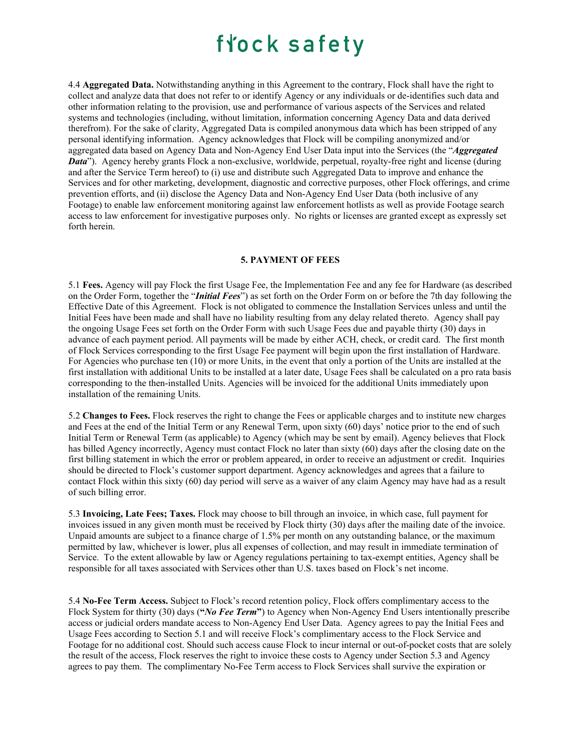4.4 **Aggregated Data.** Notwithstanding anything in this Agreement to the contrary, Flock shall have the right to collect and analyze data that does not refer to or identify Agency or any individuals or de-identifies such data and other information relating to the provision, use and performance of various aspects of the Services and related systems and technologies (including, without limitation, information concerning Agency Data and data derived therefrom). For the sake of clarity, Aggregated Data is compiled anonymous data which has been stripped of any personal identifying information. Agency acknowledges that Flock will be compiling anonymized and/or aggregated data based on Agency Data and Non-Agency End User Data input into the Services (the "***Aggregated Data***"). Agency hereby grants Flock a non-exclusive, worldwide, perpetual, royalty-free right and license (during and after the Service Term hereof) to (i) use and distribute such Aggregated Data to improve and enhance the Services and for other marketing, development, diagnostic and corrective purposes, other Flock offerings, and crime prevention efforts, and (ii) disclose the Agency Data and Non-Agency End User Data (both inclusive of any Footage) to enable law enforcement monitoring against law enforcement hotlists as well as provide Footage search access to law enforcement for investigative purposes only. No rights or licenses are granted except as expressly set forth herein.

## 5. PAYMENT OF FEES

5.1 **Fees.** Agency will pay Flock the first Usage Fee, the Implementation Fee and any fee for Hardware (as described on the Order Form, together the "***Initial Fees***") as set forth on the Order Form on or before the 7th day following the Effective Date of this Agreement. Flock is not obligated to commence the Installation Services unless and until the Initial Fees have been made and shall have no liability resulting from any delay related thereto. Agency shall pay the ongoing Usage Fees set forth on the Order Form with such Usage Fees due and payable thirty (30) days in advance of each payment period. All payments will be made by either ACH, check, or credit card. The first month of Flock Services corresponding to the first Usage Fee payment will begin upon the first installation of Hardware. For Agencies who purchase ten (10) or more Units, in the event that only a portion of the Units are installed at the first installation with additional Units to be installed at a later date, Usage Fees shall be calculated on a pro rata basis corresponding to the then-installed Units. Agencies will be invoiced for the additional Units immediately upon installation of the remaining Units.

5.2 **Changes to Fees.** Flock reserves the right to change the Fees or applicable charges and to institute new charges and Fees at the end of the Initial Term or any Renewal Term, upon sixty (60) days' notice prior to the end of such Initial Term or Renewal Term (as applicable) to Agency (which may be sent by email). Agency believes that Flock has billed Agency incorrectly, Agency must contact Flock no later than sixty (60) days after the closing date on the first billing statement in which the error or problem appeared, in order to receive an adjustment or credit. Inquiries should be directed to Flock's customer support department. Agency acknowledges and agrees that a failure to contact Flock within this sixty (60) day period will serve as a waiver of any claim Agency may have had as a result of such billing error.

5.3 **Invoicing, Late Fees; Taxes.** Flock may choose to bill through an invoice, in which case, full payment for invoices issued in any given month must be received by Flock thirty (30) days after the mailing date of the invoice. Unpaid amounts are subject to a finance charge of 1.5% per month on any outstanding balance, or the maximum permitted by law, whichever is lower, plus all expenses of collection, and may result in immediate termination of Service. To the extent allowable by law or Agency regulations pertaining to tax-exempt entities, Agency shall be responsible for all taxes associated with Services other than U.S. taxes based on Flock's net income.

5.4 **No-Fee Term Access.** Subject to Flock's record retention policy, Flock offers complimentary access to the Flock System for thirty (30) days (**"*No Fee Term*"**) to Agency when Non-Agency End Users intentionally prescribe access or judicial orders mandate access to Non-Agency End User Data. Agency agrees to pay the Initial Fees and Usage Fees according to Section 5.1 and will receive Flock's complimentary access to the Flock Service and Footage for no additional cost. Should such access cause Flock to incur internal or out-of-pocket costs that are solely the result of the access, Flock reserves the right to invoice these costs to Agency under Section 5.3 and Agency agrees to pay them. The complimentary No-Fee Term access to Flock Services shall survive the expiration or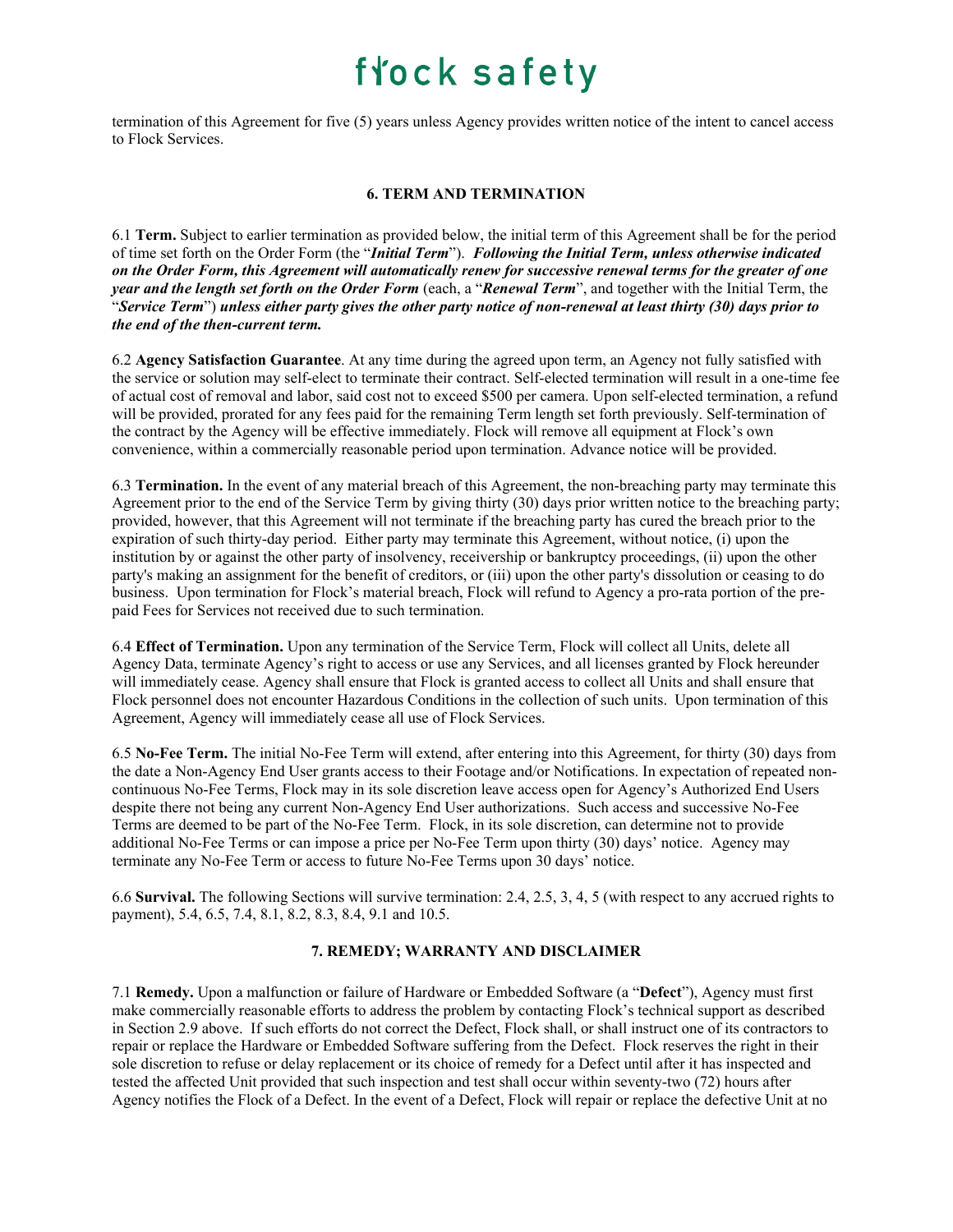termination of this Agreement for five (5) years unless Agency provides written notice of the intent to cancel access to Flock Services.

### 6. TERM AND TERMINATION

6.1 **Term.** Subject to earlier termination as provided below, the initial term of this Agreement shall be for the period of time set forth on the Order Form (the "***Initial Term***"). ***Following the Initial Term, unless otherwise indicated on the Order Form, this Agreement will automatically renew for successive renewal terms for the greater of one year and the length set forth on the Order Form*** (each, a "***Renewal Term***", and together with the Initial Term, the "***Service Term***") ***unless either party gives the other party notice of non-renewal at least thirty (30) days prior to the end of the then-current term.***

6.2 **Agency Satisfaction Guarantee**. At any time during the agreed upon term, an Agency not fully satisfied with the service or solution may self-elect to terminate their contract. Self-elected termination will result in a one-time fee of actual cost of removal and labor, said cost not to exceed $500 per camera. Upon self-elected termination, a refund will be provided, prorated for any fees paid for the remaining Term length set forth previously. Self-termination of the contract by the Agency will be effective immediately. Flock will remove all equipment at Flock's own convenience, within a commercially reasonable period upon termination. Advance notice will be provided.

6.3 **Termination.** In the event of any material breach of this Agreement, the non-breaching party may terminate this Agreement prior to the end of the Service Term by giving thirty (30) days prior written notice to the breaching party; provided, however, that this Agreement will not terminate if the breaching party has cured the breach prior to the expiration of such thirty-day period. Either party may terminate this Agreement, without notice, (i) upon the institution by or against the other party of insolvency, receivership or bankruptcy proceedings, (ii) upon the other party's making an assignment for the benefit of creditors, or (iii) upon the other party's dissolution or ceasing to do business. Upon termination for Flock's material breach, Flock will refund to Agency a pro-rata portion of the pre-paid Fees for Services not received due to such termination.

6.4 **Effect of Termination.** Upon any termination of the Service Term, Flock will collect all Units, delete all Agency Data, terminate Agency's right to access or use any Services, and all licenses granted by Flock hereunder will immediately cease. Agency shall ensure that Flock is granted access to collect all Units and shall ensure that Flock personnel does not encounter Hazardous Conditions in the collection of such units. Upon termination of this Agreement, Agency will immediately cease all use of Flock Services.

6.5 **No-Fee Term.** The initial No-Fee Term will extend, after entering into this Agreement, for thirty (30) days from the date a Non-Agency End User grants access to their Footage and/or Notifications. In expectation of repeated non-continuous No-Fee Terms, Flock may in its sole discretion leave access open for Agency's Authorized End Users despite there not being any current Non-Agency End User authorizations. Such access and successive No-Fee Terms are deemed to be part of the No-Fee Term. Flock, in its sole discretion, can determine not to provide additional No-Fee Terms or can impose a price per No-Fee Term upon thirty (30) days' notice. Agency may terminate any No-Fee Term or access to future No-Fee Terms upon 30 days' notice.

6.6 **Survival.** The following Sections will survive termination: 2.4, 2.5, 3, 4, 5 (with respect to any accrued rights to payment), 5.4, 6.5, 7.4, 8.1, 8.2, 8.3, 8.4, 9.1 and 10.5.

### 7. REMEDY; WARRANTY AND DISCLAIMER

7.1 **Remedy.** Upon a malfunction or failure of Hardware or Embedded Software (a "**Defect**"), Agency must first make commercially reasonable efforts to address the problem by contacting Flock's technical support as described in Section 2.9 above. If such efforts do not correct the Defect, Flock shall, or shall instruct one of its contractors to repair or replace the Hardware or Embedded Software suffering from the Defect. Flock reserves the right in their sole discretion to refuse or delay replacement or its choice of remedy for a Defect until after it has inspected and tested the affected Unit provided that such inspection and test shall occur within seventy-two (72) hours after Agency notifies the Flock of a Defect. In the event of a Defect, Flock will repair or replace the defective Unit at no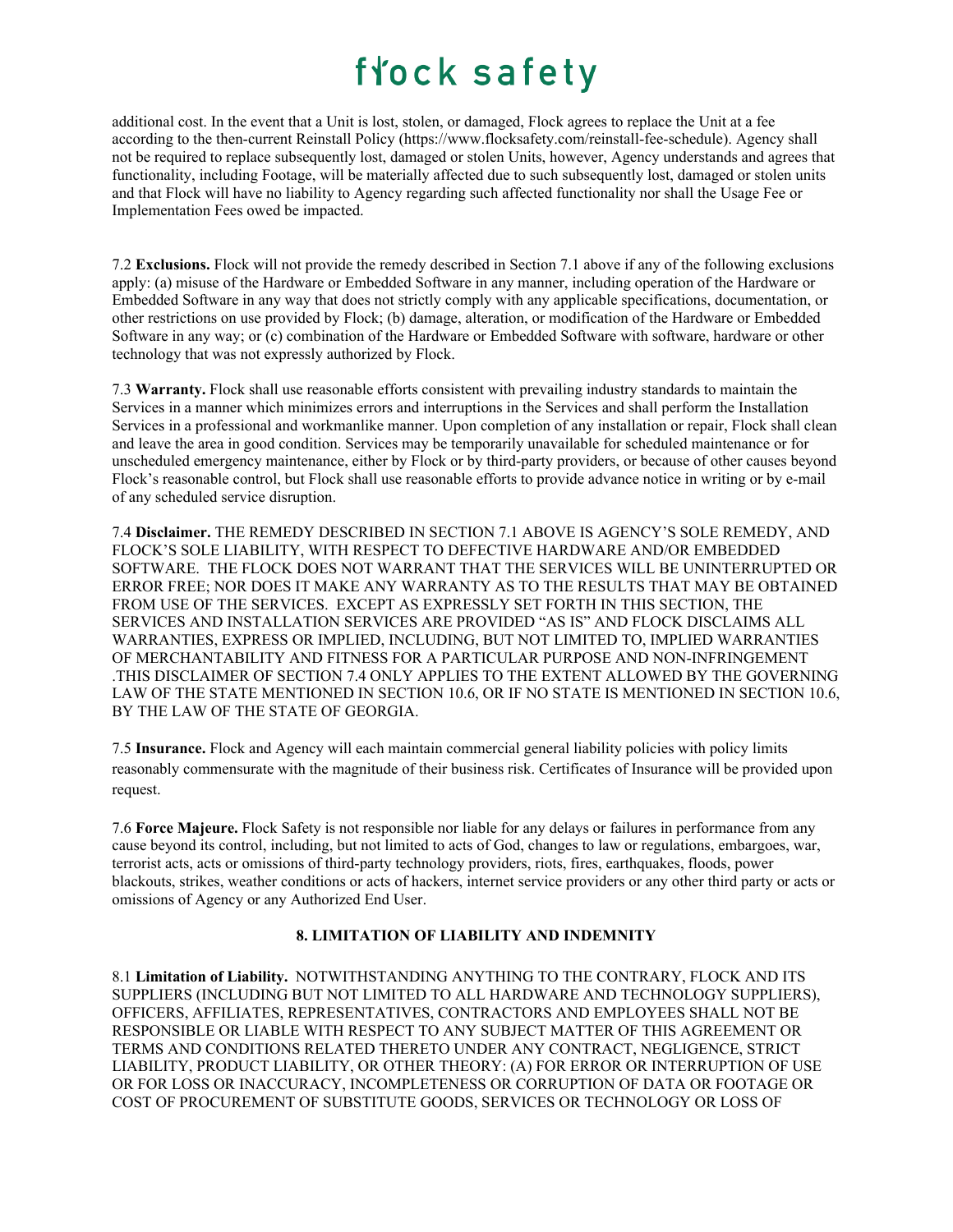additional cost. In the event that a Unit is lost, stolen, or damaged, Flock agrees to replace the Unit at a fee according to the then-current Reinstall Policy (https://www.flocksafety.com/reinstall-fee-schedule). Agency shall not be required to replace subsequently lost, damaged or stolen Units, however, Agency understands and agrees that functionality, including Footage, will be materially affected due to such subsequently lost, damaged or stolen units and that Flock will have no liability to Agency regarding such affected functionality nor shall the Usage Fee or Implementation Fees owed be impacted.

7.2 **Exclusions.** Flock will not provide the remedy described in Section 7.1 above if any of the following exclusions apply: (a) misuse of the Hardware or Embedded Software in any manner, including operation of the Hardware or Embedded Software in any way that does not strictly comply with any applicable specifications, documentation, or other restrictions on use provided by Flock; (b) damage, alteration, or modification of the Hardware or Embedded Software in any way; or (c) combination of the Hardware or Embedded Software with software, hardware or other technology that was not expressly authorized by Flock.

7.3 **Warranty.** Flock shall use reasonable efforts consistent with prevailing industry standards to maintain the Services in a manner which minimizes errors and interruptions in the Services and shall perform the Installation Services in a professional and workmanlike manner. Upon completion of any installation or repair, Flock shall clean and leave the area in good condition. Services may be temporarily unavailable for scheduled maintenance or for unscheduled emergency maintenance, either by Flock or by third-party providers, or because of other causes beyond Flock's reasonable control, but Flock shall use reasonable efforts to provide advance notice in writing or by e-mail of any scheduled service disruption.

7.4 **Disclaimer.** THE REMEDY DESCRIBED IN SECTION 7.1 ABOVE IS AGENCY'S SOLE REMEDY, AND FLOCK'S SOLE LIABILITY, WITH RESPECT TO DEFECTIVE HARDWARE AND/OR EMBEDDED SOFTWARE. THE FLOCK DOES NOT WARRANT THAT THE SERVICES WILL BE UNINTERRUPTED OR ERROR FREE; NOR DOES IT MAKE ANY WARRANTY AS TO THE RESULTS THAT MAY BE OBTAINED FROM USE OF THE SERVICES. EXCEPT AS EXPRESSLY SET FORTH IN THIS SECTION, THE SERVICES AND INSTALLATION SERVICES ARE PROVIDED "AS IS" AND FLOCK DISCLAIMS ALL WARRANTIES, EXPRESS OR IMPLIED, INCLUDING, BUT NOT LIMITED TO, IMPLIED WARRANTIES OF MERCHANTABILITY AND FITNESS FOR A PARTICULAR PURPOSE AND NON-INFRINGEMENT .THIS DISCLAIMER OF SECTION 7.4 ONLY APPLIES TO THE EXTENT ALLOWED BY THE GOVERNING LAW OF THE STATE MENTIONED IN SECTION 10.6, OR IF NO STATE IS MENTIONED IN SECTION 10.6, BY THE LAW OF THE STATE OF GEORGIA.

7.5 **Insurance.** Flock and Agency will each maintain commercial general liability policies with policy limits reasonably commensurate with the magnitude of their business risk. Certificates of Insurance will be provided upon request.

7.6 **Force Majeure.** Flock Safety is not responsible nor liable for any delays or failures in performance from any cause beyond its control, including, but not limited to acts of God, changes to law or regulations, embargoes, war, terrorist acts, acts or omissions of third-party technology providers, riots, fires, earthquakes, floods, power blackouts, strikes, weather conditions or acts of hackers, internet service providers or any other third party or acts or omissions of Agency or any Authorized End User.

## 8. LIMITATION OF LIABILITY AND INDEMNITY

8.1 **Limitation of Liability.** NOTWITHSTANDING ANYTHING TO THE CONTRARY, FLOCK AND ITS SUPPLIERS (INCLUDING BUT NOT LIMITED TO ALL HARDWARE AND TECHNOLOGY SUPPLIERS), OFFICERS, AFFILIATES, REPRESENTATIVES, CONTRACTORS AND EMPLOYEES SHALL NOT BE RESPONSIBLE OR LIABLE WITH RESPECT TO ANY SUBJECT MATTER OF THIS AGREEMENT OR TERMS AND CONDITIONS RELATED THERETO UNDER ANY CONTRACT, NEGLIGENCE, STRICT LIABILITY, PRODUCT LIABILITY, OR OTHER THEORY: (A) FOR ERROR OR INTERRUPTION OF USE OR FOR LOSS OR INACCURACY, INCOMPLETENESS OR CORRUPTION OF DATA OR FOOTAGE OR COST OF PROCUREMENT OF SUBSTITUTE GOODS, SERVICES OR TECHNOLOGY OR LOSS OF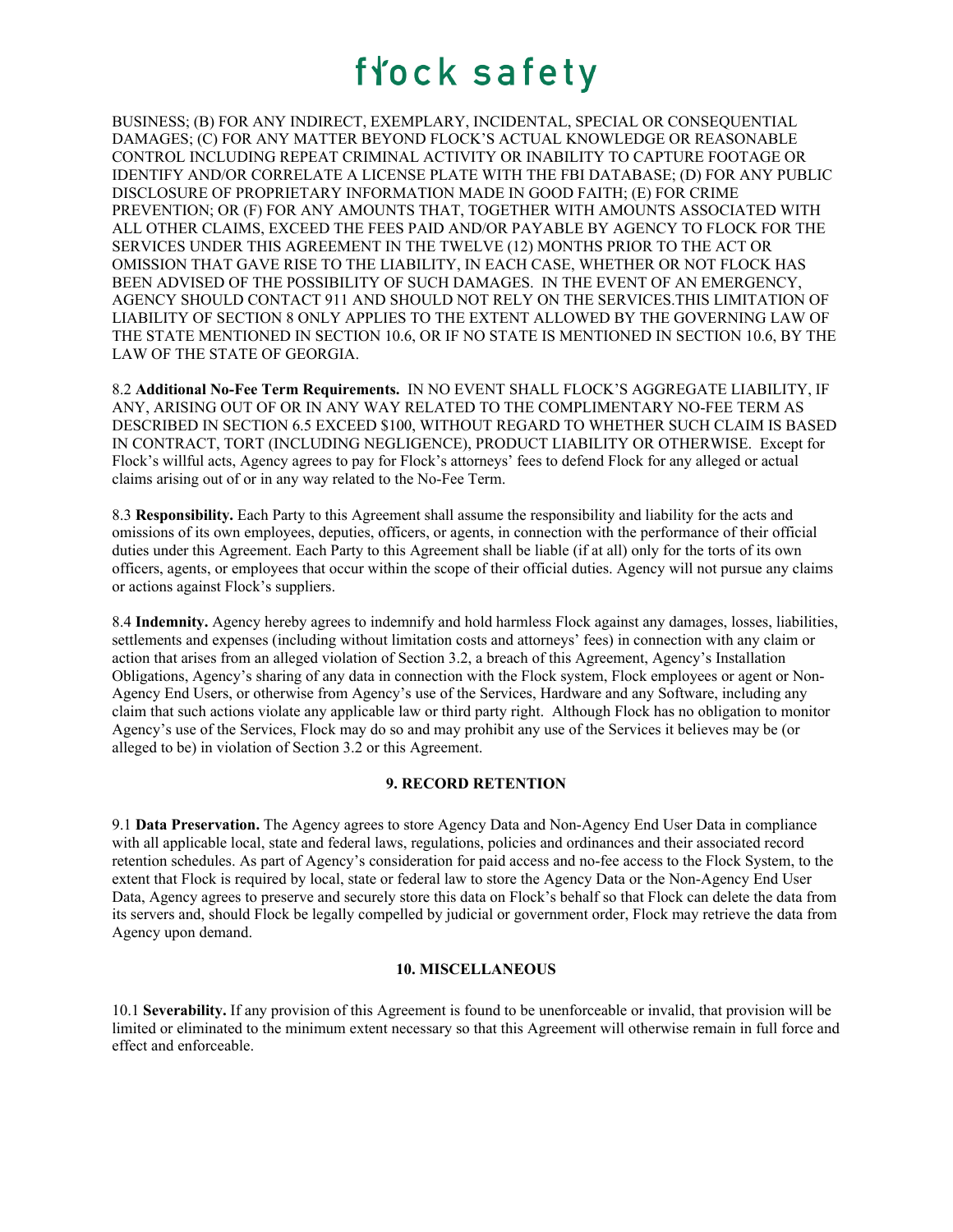BUSINESS; (B) FOR ANY INDIRECT, EXEMPLARY, INCIDENTAL, SPECIAL OR CONSEQUENTIAL DAMAGES; (C) FOR ANY MATTER BEYOND FLOCK'S ACTUAL KNOWLEDGE OR REASONABLE CONTROL INCLUDING REPEAT CRIMINAL ACTIVITY OR INABILITY TO CAPTURE FOOTAGE OR IDENTIFY AND/OR CORRELATE A LICENSE PLATE WITH THE FBI DATABASE; (D) FOR ANY PUBLIC DISCLOSURE OF PROPRIETARY INFORMATION MADE IN GOOD FAITH; (E) FOR CRIME PREVENTION; OR (F) FOR ANY AMOUNTS THAT, TOGETHER WITH AMOUNTS ASSOCIATED WITH ALL OTHER CLAIMS, EXCEED THE FEES PAID AND/OR PAYABLE BY AGENCY TO FLOCK FOR THE SERVICES UNDER THIS AGREEMENT IN THE TWELVE (12) MONTHS PRIOR TO THE ACT OR OMISSION THAT GAVE RISE TO THE LIABILITY, IN EACH CASE, WHETHER OR NOT FLOCK HAS BEEN ADVISED OF THE POSSIBILITY OF SUCH DAMAGES. IN THE EVENT OF AN EMERGENCY, AGENCY SHOULD CONTACT 911 AND SHOULD NOT RELY ON THE SERVICES.THIS LIMITATION OF LIABILITY OF SECTION 8 ONLY APPLIES TO THE EXTENT ALLOWED BY THE GOVERNING LAW OF THE STATE MENTIONED IN SECTION 10.6, OR IF NO STATE IS MENTIONED IN SECTION 10.6, BY THE LAW OF THE STATE OF GEORGIA.

8.2 **Additional No-Fee Term Requirements.** IN NO EVENT SHALL FLOCK'S AGGREGATE LIABILITY, IF ANY, ARISING OUT OF OR IN ANY WAY RELATED TO THE COMPLIMENTARY NO-FEE TERM AS DESCRIBED IN SECTION 6.5 EXCEED $100, WITHOUT REGARD TO WHETHER SUCH CLAIM IS BASED IN CONTRACT, TORT (INCLUDING NEGLIGENCE), PRODUCT LIABILITY OR OTHERWISE. Except for Flock's willful acts, Agency agrees to pay for Flock's attorneys' fees to defend Flock for any alleged or actual claims arising out of or in any way related to the No-Fee Term.

8.3 **Responsibility.** Each Party to this Agreement shall assume the responsibility and liability for the acts and omissions of its own employees, deputies, officers, or agents, in connection with the performance of their official duties under this Agreement. Each Party to this Agreement shall be liable (if at all) only for the torts of its own officers, agents, or employees that occur within the scope of their official duties. Agency will not pursue any claims or actions against Flock's suppliers.

8.4 **Indemnity.** Agency hereby agrees to indemnify and hold harmless Flock against any damages, losses, liabilities, settlements and expenses (including without limitation costs and attorneys' fees) in connection with any claim or action that arises from an alleged violation of Section 3.2, a breach of this Agreement, Agency's Installation Obligations, Agency's sharing of any data in connection with the Flock system, Flock employees or agent or Non-Agency End Users, or otherwise from Agency's use of the Services, Hardware and any Software, including any claim that such actions violate any applicable law or third party right. Although Flock has no obligation to monitor Agency's use of the Services, Flock may do so and may prohibit any use of the Services it believes may be (or alleged to be) in violation of Section 3.2 or this Agreement.

## 9. RECORD RETENTION

9.1 **Data Preservation.** The Agency agrees to store Agency Data and Non-Agency End User Data in compliance with all applicable local, state and federal laws, regulations, policies and ordinances and their associated record retention schedules. As part of Agency's consideration for paid access and no-fee access to the Flock System, to the extent that Flock is required by local, state or federal law to store the Agency Data or the Non-Agency End User Data, Agency agrees to preserve and securely store this data on Flock's behalf so that Flock can delete the data from its servers and, should Flock be legally compelled by judicial or government order, Flock may retrieve the data from Agency upon demand.

## 10. MISCELLANEOUS

10.1 **Severability.** If any provision of this Agreement is found to be unenforceable or invalid, that provision will be limited or eliminated to the minimum extent necessary so that this Agreement will otherwise remain in full force and effect and enforceable.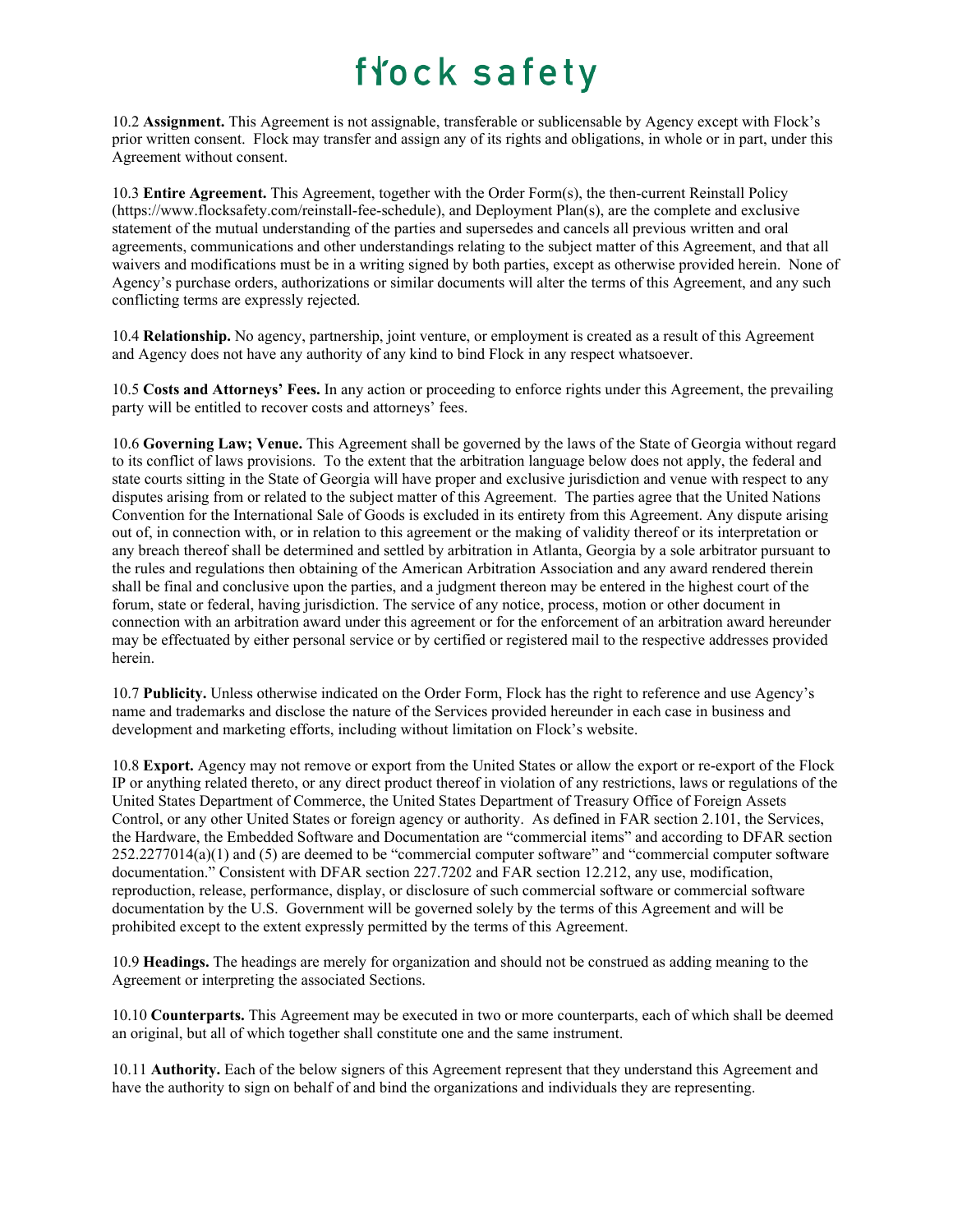10.2 **Assignment.** This Agreement is not assignable, transferable or sublicensable by Agency except with Flock's prior written consent. Flock may transfer and assign any of its rights and obligations, in whole or in part, under this Agreement without consent.

10.3 **Entire Agreement.** This Agreement, together with the Order Form(s), the then-current Reinstall Policy (https://www.flocksafety.com/reinstall-fee-schedule), and Deployment Plan(s), are the complete and exclusive statement of the mutual understanding of the parties and supersedes and cancels all previous written and oral agreements, communications and other understandings relating to the subject matter of this Agreement, and that all waivers and modifications must be in a writing signed by both parties, except as otherwise provided herein. None of Agency's purchase orders, authorizations or similar documents will alter the terms of this Agreement, and any such conflicting terms are expressly rejected.

10.4 **Relationship.** No agency, partnership, joint venture, or employment is created as a result of this Agreement and Agency does not have any authority of any kind to bind Flock in any respect whatsoever.

10.5 **Costs and Attorneys' Fees.** In any action or proceeding to enforce rights under this Agreement, the prevailing party will be entitled to recover costs and attorneys' fees.

10.6 **Governing Law; Venue.** This Agreement shall be governed by the laws of the State of Georgia without regard to its conflict of laws provisions. To the extent that the arbitration language below does not apply, the federal and state courts sitting in the State of Georgia will have proper and exclusive jurisdiction and venue with respect to any disputes arising from or related to the subject matter of this Agreement. The parties agree that the United Nations Convention for the International Sale of Goods is excluded in its entirety from this Agreement. Any dispute arising out of, in connection with, or in relation to this agreement or the making of validity thereof or its interpretation or any breach thereof shall be determined and settled by arbitration in Atlanta, Georgia by a sole arbitrator pursuant to the rules and regulations then obtaining of the American Arbitration Association and any award rendered therein shall be final and conclusive upon the parties, and a judgment thereon may be entered in the highest court of the forum, state or federal, having jurisdiction. The service of any notice, process, motion or other document in connection with an arbitration award under this agreement or for the enforcement of an arbitration award hereunder may be effectuated by either personal service or by certified or registered mail to the respective addresses provided herein.

10.7 **Publicity.** Unless otherwise indicated on the Order Form, Flock has the right to reference and use Agency's name and trademarks and disclose the nature of the Services provided hereunder in each case in business and development and marketing efforts, including without limitation on Flock's website.

10.8 **Export.** Agency may not remove or export from the United States or allow the export or re-export of the Flock IP or anything related thereto, or any direct product thereof in violation of any restrictions, laws or regulations of the United States Department of Commerce, the United States Department of Treasury Office of Foreign Assets Control, or any other United States or foreign agency or authority. As defined in FAR section 2.101, the Services, the Hardware, the Embedded Software and Documentation are "commercial items" and according to DFAR section 252.2277014(a)(1) and (5) are deemed to be "commercial computer software" and "commercial computer software documentation." Consistent with DFAR section 227.7202 and FAR section 12.212, any use, modification, reproduction, release, performance, display, or disclosure of such commercial software or commercial software documentation by the U.S. Government will be governed solely by the terms of this Agreement and will be prohibited except to the extent expressly permitted by the terms of this Agreement.

10.9 **Headings.** The headings are merely for organization and should not be construed as adding meaning to the Agreement or interpreting the associated Sections.

10.10 **Counterparts.** This Agreement may be executed in two or more counterparts, each of which shall be deemed an original, but all of which together shall constitute one and the same instrument.

10.11 **Authority.** Each of the below signers of this Agreement represent that they understand this Agreement and have the authority to sign on behalf of and bind the organizations and individuals they are representing.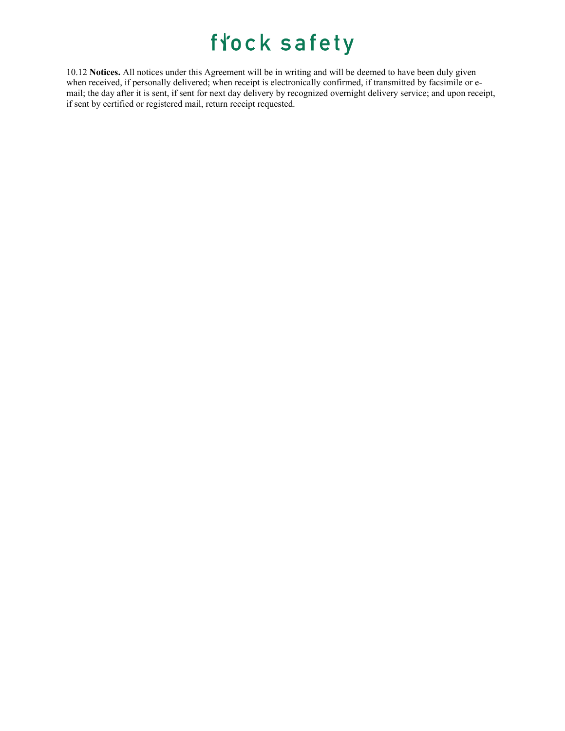10.12 **Notices.** All notices under this Agreement will be in writing and will be deemed to have been duly given when received, if personally delivered; when receipt is electronically confirmed, if transmitted by facsimile or e-mail; the day after it is sent, if sent for next day delivery by recognized overnight delivery service; and upon receipt, if sent by certified or registered mail, return receipt requested.